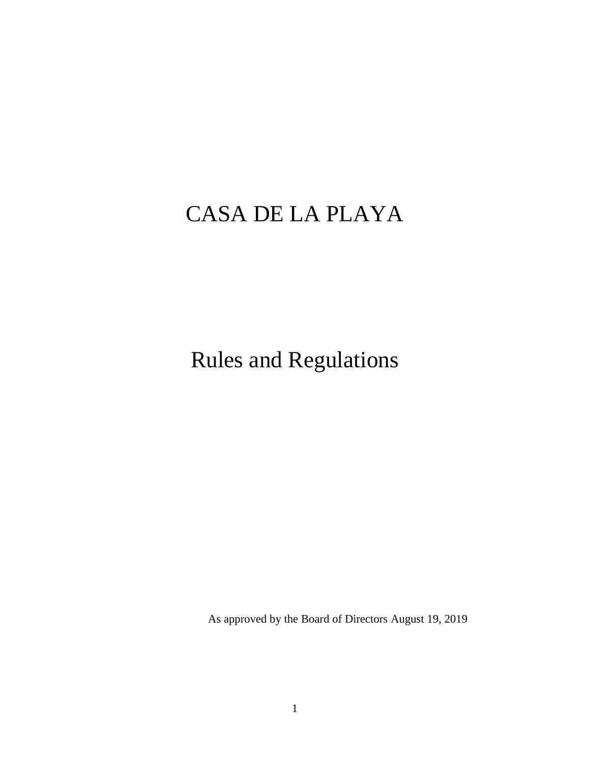# CASA DE LA PLAYA

## Rules and Regulations

As approved by the Board of Directors August 19, 2019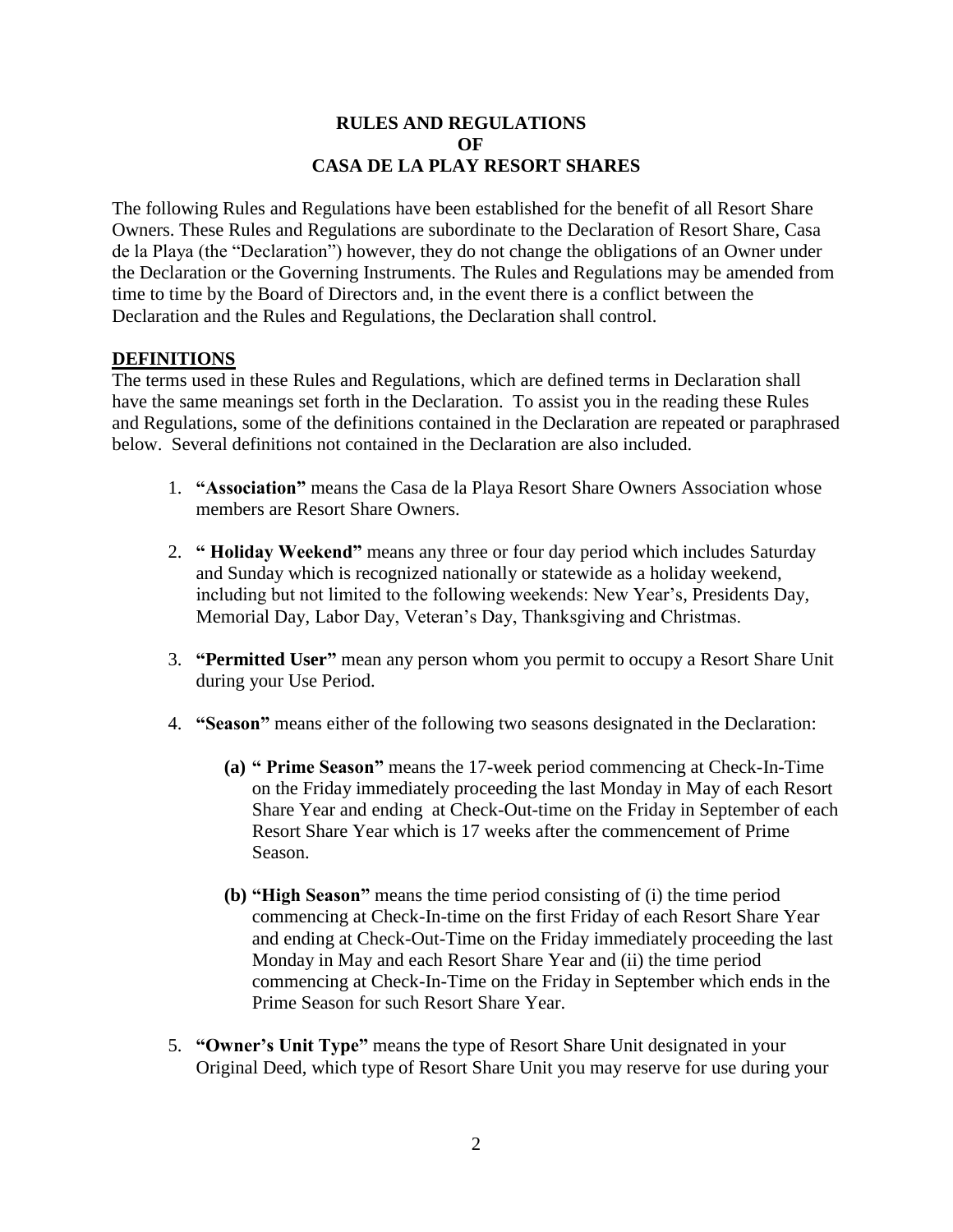## RULES AND REGULATIONS
## OF
## CASA DE LA PLAY RESORT SHARES

The following Rules and Regulations have been established for the benefit of all Resort Share Owners. These Rules and Regulations are subordinate to the Declaration of Resort Share, Casa de la Playa (the "Declaration") however, they do not change the obligations of an Owner under the Declaration or the Governing Instruments. The Rules and Regulations may be amended from time to time by the Board of Directors and, in the event there is a conflict between the Declaration and the Rules and Regulations, the Declaration shall control.

### DEFINITIONS

The terms used in these Rules and Regulations, which are defined terms in Declaration shall have the same meanings set forth in the Declaration. To assist you in the reading these Rules and Regulations, some of the definitions contained in the Declaration are repeated or paraphrased below. Several definitions not contained in the Declaration are also included.

1. **"Association"** means the Casa de la Playa Resort Share Owners Association whose members are Resort Share Owners.

2. **" Holiday Weekend"** means any three or four day period which includes Saturday and Sunday which is recognized nationally or statewide as a holiday weekend, including but not limited to the following weekends: New Year's, Presidents Day, Memorial Day, Labor Day, Veteran's Day, Thanksgiving and Christmas.

3. **"Permitted User"** mean any person whom you permit to occupy a Resort Share Unit during your Use Period.

4. **"Season"** means either of the following two seasons designated in the Declaration:

   **(a) " Prime Season"** means the 17-week period commencing at Check-In-Time on the Friday immediately proceeding the last Monday in May of each Resort Share Year and ending at Check-Out-time on the Friday in September of each Resort Share Year which is 17 weeks after the commencement of Prime Season.

   **(b) "High Season"** means the time period consisting of (i) the time period commencing at Check-In-time on the first Friday of each Resort Share Year and ending at Check-Out-Time on the Friday immediately proceeding the last Monday in May and each Resort Share Year and (ii) the time period commencing at Check-In-Time on the Friday in September which ends in the Prime Season for such Resort Share Year.

5. **"Owner's Unit Type"** means the type of Resort Share Unit designated in your Original Deed, which type of Resort Share Unit you may reserve for use during your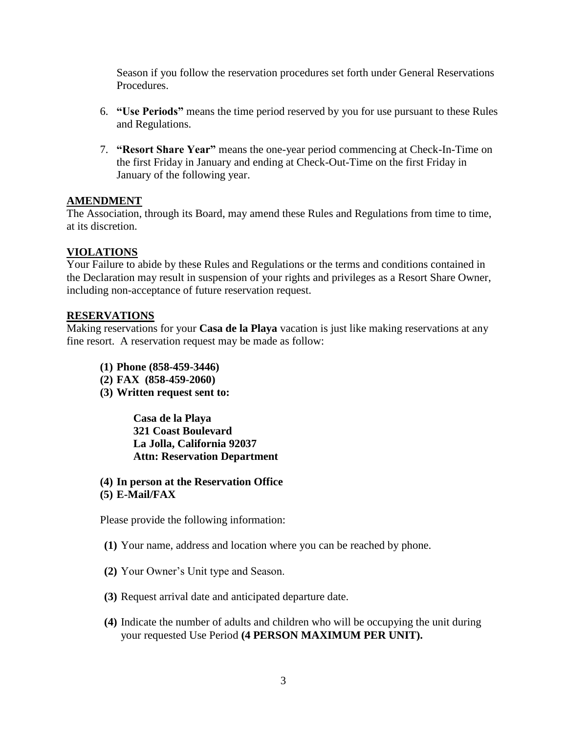Season if you follow the reservation procedures set forth under General Reservations Procedures.

6. **"Use Periods"** means the time period reserved by you for use pursuant to these Rules and Regulations.

7. **"Resort Share Year"** means the one-year period commencing at Check-In-Time on the first Friday in January and ending at Check-Out-Time on the first Friday in January of the following year.

## AMENDMENT

The Association, through its Board, may amend these Rules and Regulations from time to time, at its discretion.

## VIOLATIONS

Your Failure to abide by these Rules and Regulations or the terms and conditions contained in the Declaration may result in suspension of your rights and privileges as a Resort Share Owner, including non-acceptance of future reservation request.

## RESERVATIONS

Making reservations for your **Casa de la Playa** vacation is just like making reservations at any fine resort. A reservation request may be made as follow:

**(1) Phone (858-459-3446)**
**(2) FAX (858-459-2060)**
**(3) Written request sent to:**

> **Casa de la Playa**
> **321 Coast Boulevard**
> **La Jolla, California 92037**
> **Attn: Reservation Department**

**(4) In person at the Reservation Office**
**(5) E-Mail/FAX**

Please provide the following information:

**(1)** Your name, address and location where you can be reached by phone.

**(2)** Your Owner's Unit type and Season.

**(3)** Request arrival date and anticipated departure date.

**(4)** Indicate the number of adults and children who will be occupying the unit during your requested Use Period **(4 PERSON MAXIMUM PER UNIT).**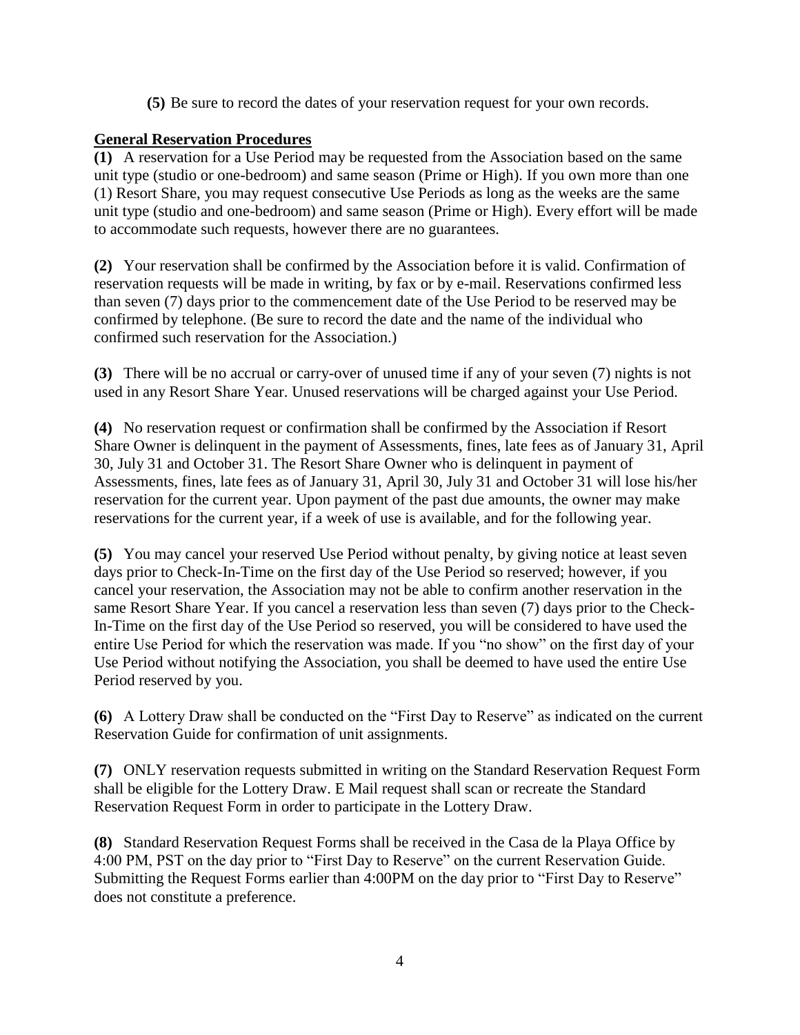**(5)** Be sure to record the dates of your reservation request for your own records.

**General Reservation Procedures**

**(1)** A reservation for a Use Period may be requested from the Association based on the same unit type (studio or one-bedroom) and same season (Prime or High). If you own more than one (1) Resort Share, you may request consecutive Use Periods as long as the weeks are the same unit type (studio and one-bedroom) and same season (Prime or High). Every effort will be made to accommodate such requests, however there are no guarantees.

**(2)** Your reservation shall be confirmed by the Association before it is valid. Confirmation of reservation requests will be made in writing, by fax or by e-mail. Reservations confirmed less than seven (7) days prior to the commencement date of the Use Period to be reserved may be confirmed by telephone. (Be sure to record the date and the name of the individual who confirmed such reservation for the Association.)

**(3)** There will be no accrual or carry-over of unused time if any of your seven (7) nights is not used in any Resort Share Year. Unused reservations will be charged against your Use Period.

**(4)** No reservation request or confirmation shall be confirmed by the Association if Resort Share Owner is delinquent in the payment of Assessments, fines, late fees as of January 31, April 30, July 31 and October 31. The Resort Share Owner who is delinquent in payment of Assessments, fines, late fees as of January 31, April 30, July 31 and October 31 will lose his/her reservation for the current year. Upon payment of the past due amounts, the owner may make reservations for the current year, if a week of use is available, and for the following year.

**(5)** You may cancel your reserved Use Period without penalty, by giving notice at least seven days prior to Check-In-Time on the first day of the Use Period so reserved; however, if you cancel your reservation, the Association may not be able to confirm another reservation in the same Resort Share Year. If you cancel a reservation less than seven (7) days prior to the Check-In-Time on the first day of the Use Period so reserved, you will be considered to have used the entire Use Period for which the reservation was made. If you "no show" on the first day of your Use Period without notifying the Association, you shall be deemed to have used the entire Use Period reserved by you.

**(6)** A Lottery Draw shall be conducted on the "First Day to Reserve" as indicated on the current Reservation Guide for confirmation of unit assignments.

**(7)** ONLY reservation requests submitted in writing on the Standard Reservation Request Form shall be eligible for the Lottery Draw. E Mail request shall scan or recreate the Standard Reservation Request Form in order to participate in the Lottery Draw.

**(8)** Standard Reservation Request Forms shall be received in the Casa de la Playa Office by 4:00 PM, PST on the day prior to "First Day to Reserve" on the current Reservation Guide. Submitting the Request Forms earlier than 4:00PM on the day prior to "First Day to Reserve" does not constitute a preference.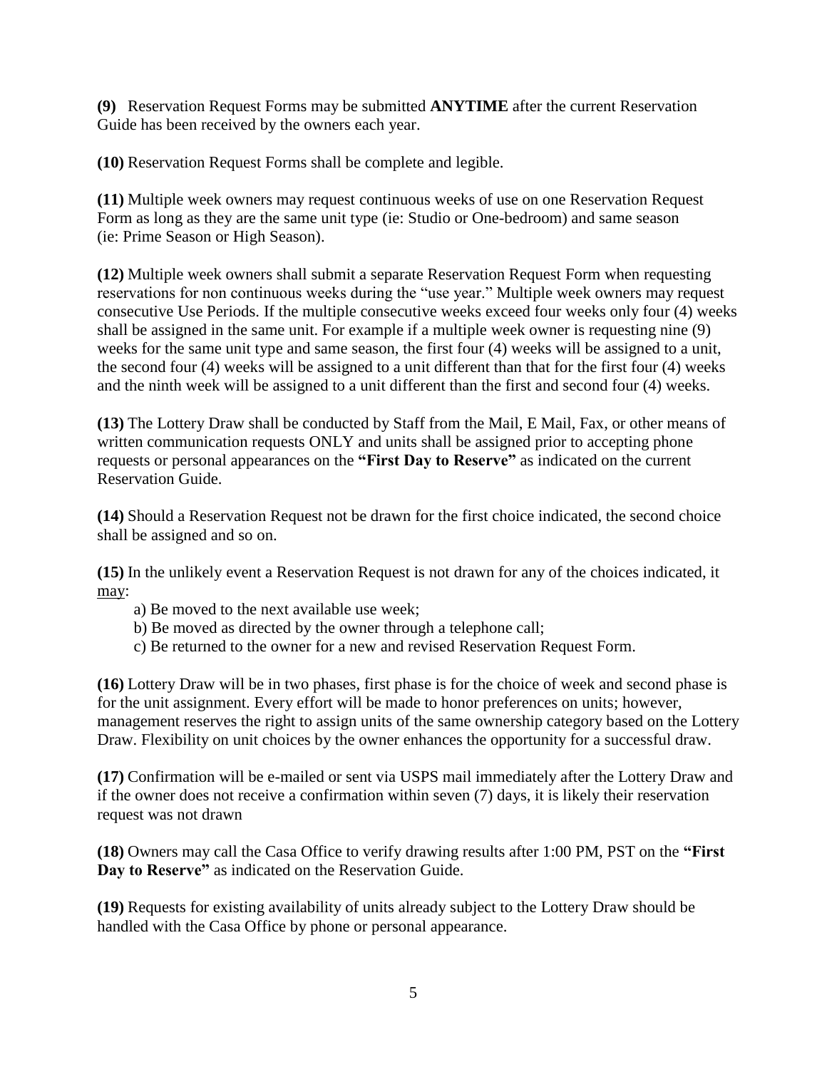**(9)** Reservation Request Forms may be submitted **ANYTIME** after the current Reservation Guide has been received by the owners each year.

**(10)** Reservation Request Forms shall be complete and legible.

**(11)** Multiple week owners may request continuous weeks of use on one Reservation Request Form as long as they are the same unit type (ie: Studio or One-bedroom) and same season (ie: Prime Season or High Season).

**(12)** Multiple week owners shall submit a separate Reservation Request Form when requesting reservations for non continuous weeks during the "use year." Multiple week owners may request consecutive Use Periods. If the multiple consecutive weeks exceed four weeks only four (4) weeks shall be assigned in the same unit. For example if a multiple week owner is requesting nine (9) weeks for the same unit type and same season, the first four (4) weeks will be assigned to a unit, the second four (4) weeks will be assigned to a unit different than that for the first four (4) weeks and the ninth week will be assigned to a unit different than the first and second four (4) weeks.

**(13)** The Lottery Draw shall be conducted by Staff from the Mail, E Mail, Fax, or other means of written communication requests ONLY and units shall be assigned prior to accepting phone requests or personal appearances on the **"First Day to Reserve"** as indicated on the current Reservation Guide.

**(14)** Should a Reservation Request not be drawn for the first choice indicated, the second choice shall be assigned and so on.

**(15)** In the unlikely event a Reservation Request is not drawn for any of the choices indicated, it may:

a) Be moved to the next available use week;
b) Be moved as directed by the owner through a telephone call;
c) Be returned to the owner for a new and revised Reservation Request Form.

**(16)** Lottery Draw will be in two phases, first phase is for the choice of week and second phase is for the unit assignment. Every effort will be made to honor preferences on units; however, management reserves the right to assign units of the same ownership category based on the Lottery Draw. Flexibility on unit choices by the owner enhances the opportunity for a successful draw.

**(17)** Confirmation will be e-mailed or sent via USPS mail immediately after the Lottery Draw and if the owner does not receive a confirmation within seven (7) days, it is likely their reservation request was not drawn

**(18)** Owners may call the Casa Office to verify drawing results after 1:00 PM, PST on the **"First Day to Reserve"** as indicated on the Reservation Guide.

**(19)** Requests for existing availability of units already subject to the Lottery Draw should be handled with the Casa Office by phone or personal appearance.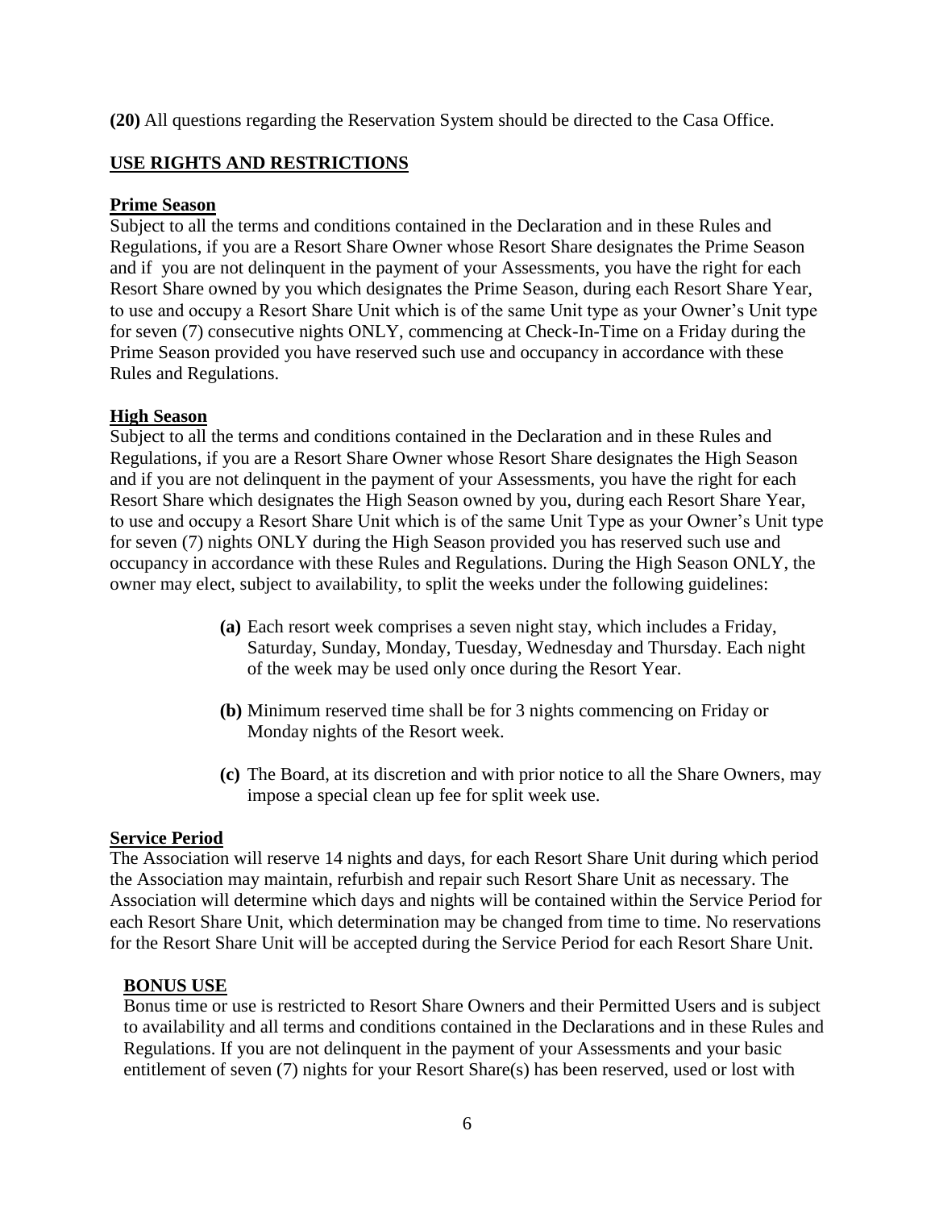**(20)** All questions regarding the Reservation System should be directed to the Casa Office.

## USE RIGHTS AND RESTRICTIONS

### Prime Season

Subject to all the terms and conditions contained in the Declaration and in these Rules and Regulations, if you are a Resort Share Owner whose Resort Share designates the Prime Season and if you are not delinquent in the payment of your Assessments, you have the right for each Resort Share owned by you which designates the Prime Season, during each Resort Share Year, to use and occupy a Resort Share Unit which is of the same Unit type as your Owner's Unit type for seven (7) consecutive nights ONLY, commencing at Check-In-Time on a Friday during the Prime Season provided you have reserved such use and occupancy in accordance with these Rules and Regulations.

### High Season

Subject to all the terms and conditions contained in the Declaration and in these Rules and Regulations, if you are a Resort Share Owner whose Resort Share designates the High Season and if you are not delinquent in the payment of your Assessments, you have the right for each Resort Share which designates the High Season owned by you, during each Resort Share Year, to use and occupy a Resort Share Unit which is of the same Unit Type as your Owner's Unit type for seven (7) nights ONLY during the High Season provided you has reserved such use and occupancy in accordance with these Rules and Regulations. During the High Season ONLY, the owner may elect, subject to availability, to split the weeks under the following guidelines:

- **(a)** Each resort week comprises a seven night stay, which includes a Friday, Saturday, Sunday, Monday, Tuesday, Wednesday and Thursday. Each night of the week may be used only once during the Resort Year.
- **(b)** Minimum reserved time shall be for 3 nights commencing on Friday or Monday nights of the Resort week.
- **(c)** The Board, at its discretion and with prior notice to all the Share Owners, may impose a special clean up fee for split week use.

### Service Period

The Association will reserve 14 nights and days, for each Resort Share Unit during which period the Association may maintain, refurbish and repair such Resort Share Unit as necessary. The Association will determine which days and nights will be contained within the Service Period for each Resort Share Unit, which determination may be changed from time to time. No reservations for the Resort Share Unit will be accepted during the Service Period for each Resort Share Unit.

### BONUS USE

Bonus time or use is restricted to Resort Share Owners and their Permitted Users and is subject to availability and all terms and conditions contained in the Declarations and in these Rules and Regulations. If you are not delinquent in the payment of your Assessments and your basic entitlement of seven (7) nights for your Resort Share(s) has been reserved, used or lost with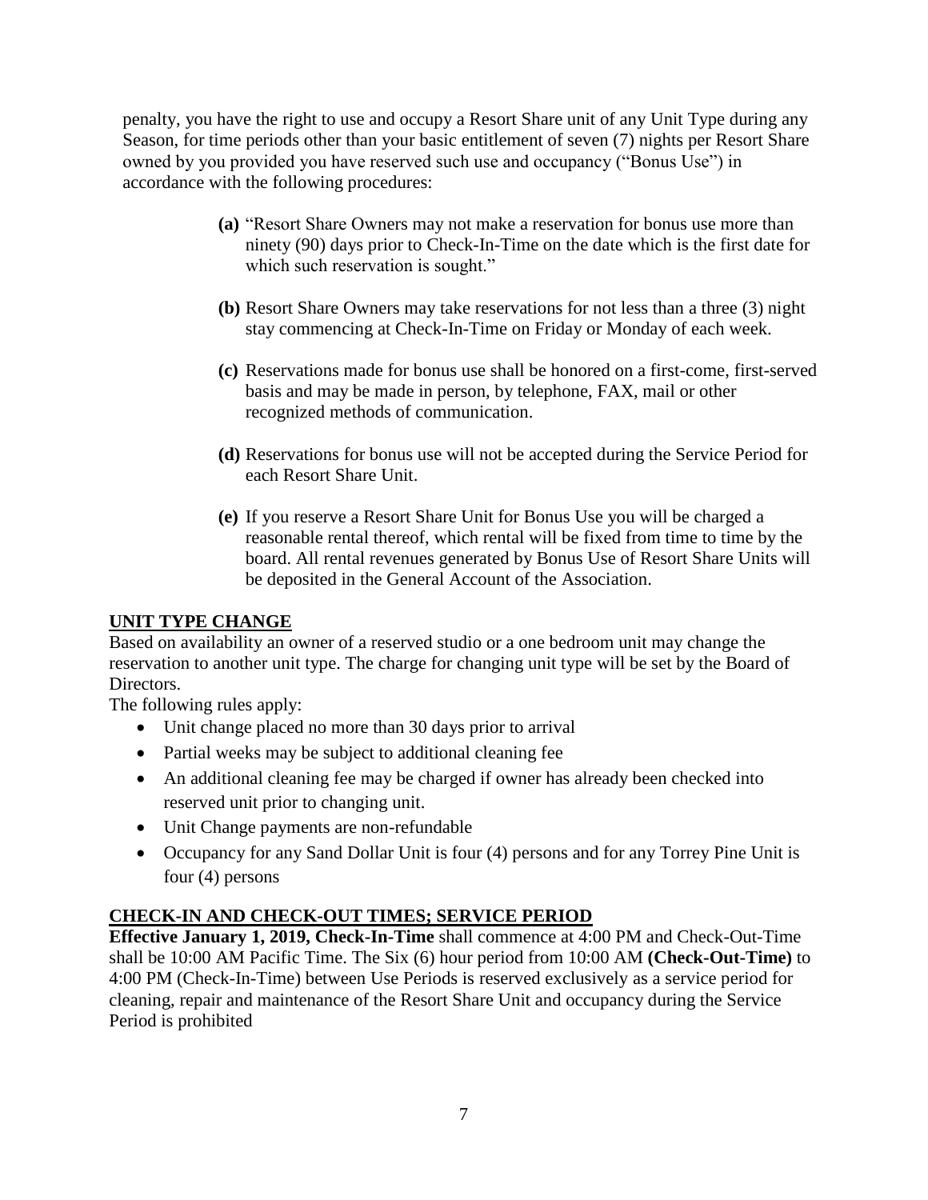penalty, you have the right to use and occupy a Resort Share unit of any Unit Type during any Season, for time periods other than your basic entitlement of seven (7) nights per Resort Share owned by you provided you have reserved such use and occupancy ("Bonus Use") in accordance with the following procedures:

**(a)** "Resort Share Owners may not make a reservation for bonus use more than ninety (90) days prior to Check-In-Time on the date which is the first date for which such reservation is sought."

**(b)** Resort Share Owners may take reservations for not less than a three (3) night stay commencing at Check-In-Time on Friday or Monday of each week.

**(c)** Reservations made for bonus use shall be honored on a first-come, first-served basis and may be made in person, by telephone, FAX, mail or other recognized methods of communication.

**(d)** Reservations for bonus use will not be accepted during the Service Period for each Resort Share Unit.

**(e)** If you reserve a Resort Share Unit for Bonus Use you will be charged a reasonable rental thereof, which rental will be fixed from time to time by the board. All rental revenues generated by Bonus Use of Resort Share Units will be deposited in the General Account of the Association.

## UNIT TYPE CHANGE

Based on availability an owner of a reserved studio or a one bedroom unit may change the reservation to another unit type. The charge for changing unit type will be set by the Board of Directors.

The following rules apply:

- Unit change placed no more than 30 days prior to arrival
- Partial weeks may be subject to additional cleaning fee
- An additional cleaning fee may be charged if owner has already been checked into reserved unit prior to changing unit.
- Unit Change payments are non-refundable
- Occupancy for any Sand Dollar Unit is four (4) persons and for any Torrey Pine Unit is four (4) persons

## CHECK-IN AND CHECK-OUT TIMES; SERVICE PERIOD

**Effective January 1, 2019, Check-In-Time** shall commence at 4:00 PM and Check-Out-Time shall be 10:00 AM Pacific Time. The Six (6) hour period from 10:00 AM **(Check-Out-Time)** to 4:00 PM (Check-In-Time) between Use Periods is reserved exclusively as a service period for cleaning, repair and maintenance of the Resort Share Unit and occupancy during the Service Period is prohibited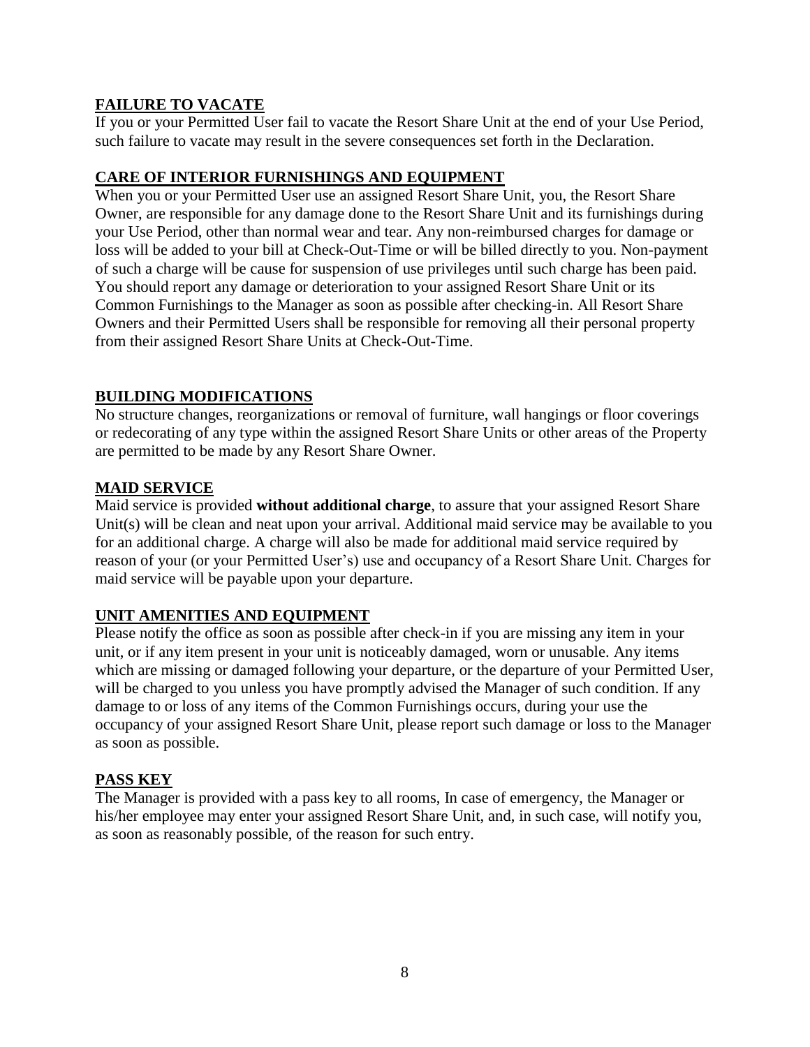## FAILURE TO VACATE

If you or your Permitted User fail to vacate the Resort Share Unit at the end of your Use Period, such failure to vacate may result in the severe consequences set forth in the Declaration.

## CARE OF INTERIOR FURNISHINGS AND EQUIPMENT

When you or your Permitted User use an assigned Resort Share Unit, you, the Resort Share Owner, are responsible for any damage done to the Resort Share Unit and its furnishings during your Use Period, other than normal wear and tear. Any non-reimbursed charges for damage or loss will be added to your bill at Check-Out-Time or will be billed directly to you. Non-payment of such a charge will be cause for suspension of use privileges until such charge has been paid. You should report any damage or deterioration to your assigned Resort Share Unit or its Common Furnishings to the Manager as soon as possible after checking-in. All Resort Share Owners and their Permitted Users shall be responsible for removing all their personal property from their assigned Resort Share Units at Check-Out-Time.

## BUILDING MODIFICATIONS

No structure changes, reorganizations or removal of furniture, wall hangings or floor coverings or redecorating of any type within the assigned Resort Share Units or other areas of the Property are permitted to be made by any Resort Share Owner.

## MAID SERVICE

Maid service is provided **without additional charge**, to assure that your assigned Resort Share Unit(s) will be clean and neat upon your arrival. Additional maid service may be available to you for an additional charge. A charge will also be made for additional maid service required by reason of your (or your Permitted User's) use and occupancy of a Resort Share Unit. Charges for maid service will be payable upon your departure.

## UNIT AMENITIES AND EQUIPMENT

Please notify the office as soon as possible after check-in if you are missing any item in your unit, or if any item present in your unit is noticeably damaged, worn or unusable. Any items which are missing or damaged following your departure, or the departure of your Permitted User, will be charged to you unless you have promptly advised the Manager of such condition. If any damage to or loss of any items of the Common Furnishings occurs, during your use the occupancy of your assigned Resort Share Unit, please report such damage or loss to the Manager as soon as possible.

## PASS KEY

The Manager is provided with a pass key to all rooms, In case of emergency, the Manager or his/her employee may enter your assigned Resort Share Unit, and, in such case, will notify you, as soon as reasonably possible, of the reason for such entry.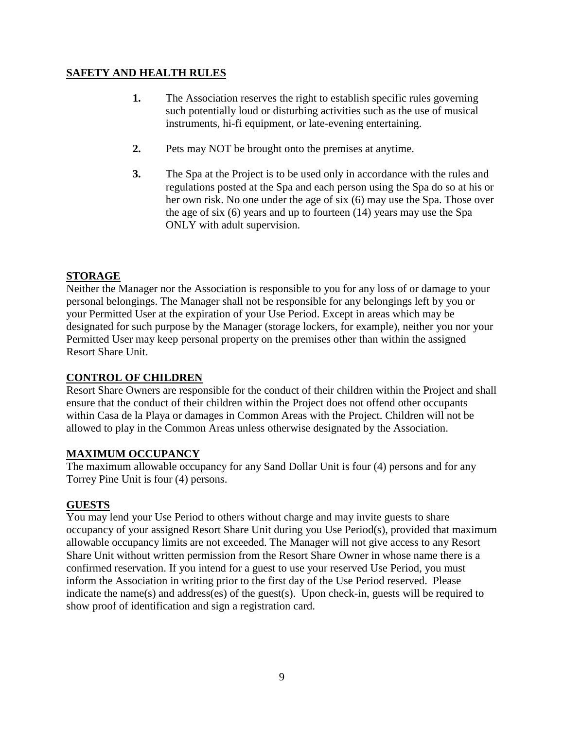## SAFETY AND HEALTH RULES

1. The Association reserves the right to establish specific rules governing such potentially loud or disturbing activities such as the use of musical instruments, hi-fi equipment, or late-evening entertaining.

2. Pets may NOT be brought onto the premises at anytime.

3. The Spa at the Project is to be used only in accordance with the rules and regulations posted at the Spa and each person using the Spa do so at his or her own risk. No one under the age of six (6) may use the Spa. Those over the age of six (6) years and up to fourteen (14) years may use the Spa ONLY with adult supervision.

## STORAGE

Neither the Manager nor the Association is responsible to you for any loss of or damage to your personal belongings. The Manager shall not be responsible for any belongings left by you or your Permitted User at the expiration of your Use Period. Except in areas which may be designated for such purpose by the Manager (storage lockers, for example), neither you nor your Permitted User may keep personal property on the premises other than within the assigned Resort Share Unit.

## CONTROL OF CHILDREN

Resort Share Owners are responsible for the conduct of their children within the Project and shall ensure that the conduct of their children within the Project does not offend other occupants within Casa de la Playa or damages in Common Areas with the Project. Children will not be allowed to play in the Common Areas unless otherwise designated by the Association.

## MAXIMUM OCCUPANCY

The maximum allowable occupancy for any Sand Dollar Unit is four (4) persons and for any Torrey Pine Unit is four (4) persons.

## GUESTS

You may lend your Use Period to others without charge and may invite guests to share occupancy of your assigned Resort Share Unit during you Use Period(s), provided that maximum allowable occupancy limits are not exceeded. The Manager will not give access to any Resort Share Unit without written permission from the Resort Share Owner in whose name there is a confirmed reservation. If you intend for a guest to use your reserved Use Period, you must inform the Association in writing prior to the first day of the Use Period reserved. Please indicate the name(s) and address(es) of the guest(s). Upon check-in, guests will be required to show proof of identification and sign a registration card.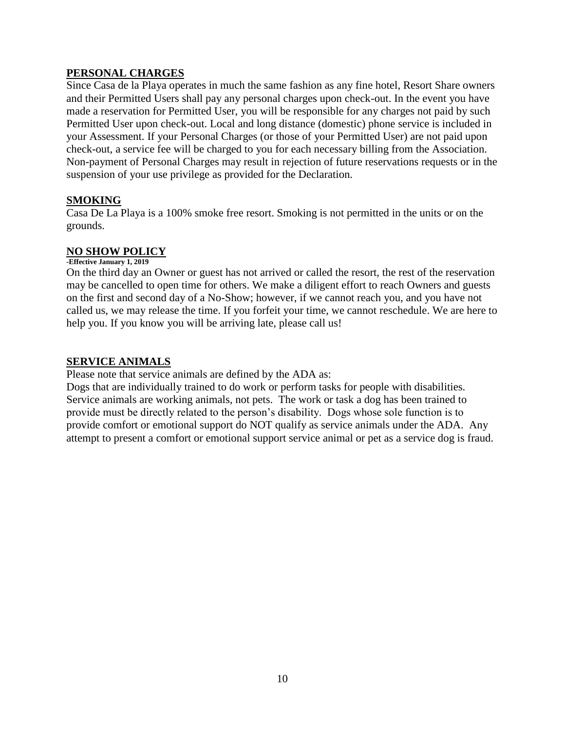## PERSONAL CHARGES

Since Casa de la Playa operates in much the same fashion as any fine hotel, Resort Share owners and their Permitted Users shall pay any personal charges upon check-out. In the event you have made a reservation for Permitted User, you will be responsible for any charges not paid by such Permitted User upon check-out. Local and long distance (domestic) phone service is included in your Assessment. If your Personal Charges (or those of your Permitted User) are not paid upon check-out, a service fee will be charged to you for each necessary billing from the Association. Non-payment of Personal Charges may result in rejection of future reservations requests or in the suspension of your use privilege as provided for the Declaration.

## SMOKING

Casa De La Playa is a 100% smoke free resort. Smoking is not permitted in the units or on the grounds.

## NO SHOW POLICY

**-Effective January 1, 2019**

On the third day an Owner or guest has not arrived or called the resort, the rest of the reservation may be cancelled to open time for others. We make a diligent effort to reach Owners and guests on the first and second day of a No-Show; however, if we cannot reach you, and you have not called us, we may release the time. If you forfeit your time, we cannot reschedule. We are here to help you. If you know you will be arriving late, please call us!

## SERVICE ANIMALS

Please note that service animals are defined by the ADA as:

Dogs that are individually trained to do work or perform tasks for people with disabilities. Service animals are working animals, not pets. The work or task a dog has been trained to provide must be directly related to the person's disability. Dogs whose sole function is to provide comfort or emotional support do NOT qualify as service animals under the ADA. Any attempt to present a comfort or emotional support service animal or pet as a service dog is fraud.